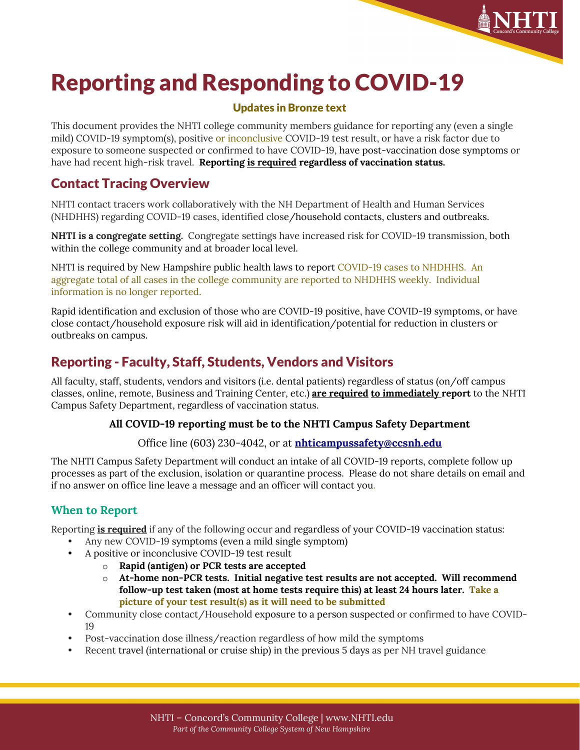# Reporting and Responding to COVID-19

**Updates in Bronze text**

This document provides the NHTI college community members guidance for reporting any (even a single mild) COVID-19 symptom(s), positive or inconclusive COVID-19 test result, or have a risk factor due to exposure to someone suspected or confirmed to have COVID-19, have post-vaccination dose symptoms or have had recent high-risk travel. **Reporting is required regardless of vaccination status.**

## Contact Tracing Overview

NHTI contact tracers work collaboratively with the NH Department of Health and Human Services (NHDHHS) regarding COVID-19 cases, identified close/household contacts, clusters and outbreaks.

**NHTI is a congregate setting.** Congregate settings have increased risk for COVID-19 transmission, both within the college community and at broader local level.

NHTI is required by New Hampshire public health laws to report COVID-19 cases to NHDHHS. An aggregate total of all cases in the college community are reported to NHDHHS weekly. Individual information is no longer reported.

Rapid identification and exclusion of those who are COVID-19 positive, have COVID-19 symptoms, or have close contact/household exposure risk will aid in identification/potential for reduction in clusters or outbreaks on campus.

## Reporting - Faculty, Staff, Students, Vendors and Visitors

All faculty, staff, students, vendors and visitors (i.e. dental patients) regardless of status (on/off campus classes, online, remote, Business and Training Center, etc.) **are required to immediately report** to the NHTI Campus Safety Department, regardless of vaccination status.

**All COVID-19 reporting must be to the NHTI Campus Safety Department**

Office line (603) 230-4042, or at **nhticampussafety@ccsnh.edu**

The NHTI Campus Safety Department will conduct an intake of all COVID-19 reports, complete follow up processes as part of the exclusion, isolation or quarantine process. Please do not share details on email and if no answer on office line leave a message and an officer will contact you.

### When to Report

Reporting **is required** if any of the following occur and regardless of your COVID-19 vaccination status:

- Any new COVID-19 symptoms (even a mild single symptom)
- A positive or inconclusive COVID-19 test result
  - **Rapid (antigen) or PCR tests are accepted**
  - **At-home non-PCR tests. Initial negative test results are not accepted. Will recommend follow-up test taken (most at home tests require this) at least 24 hours later. Take a picture of your test result(s) as it will need to be submitted**
- Community close contact/Household exposure to a person suspected or confirmed to have COVID-19
- Post-vaccination dose illness/reaction regardless of how mild the symptoms
- Recent travel (international or cruise ship) in the previous 5 days as per NH travel guidance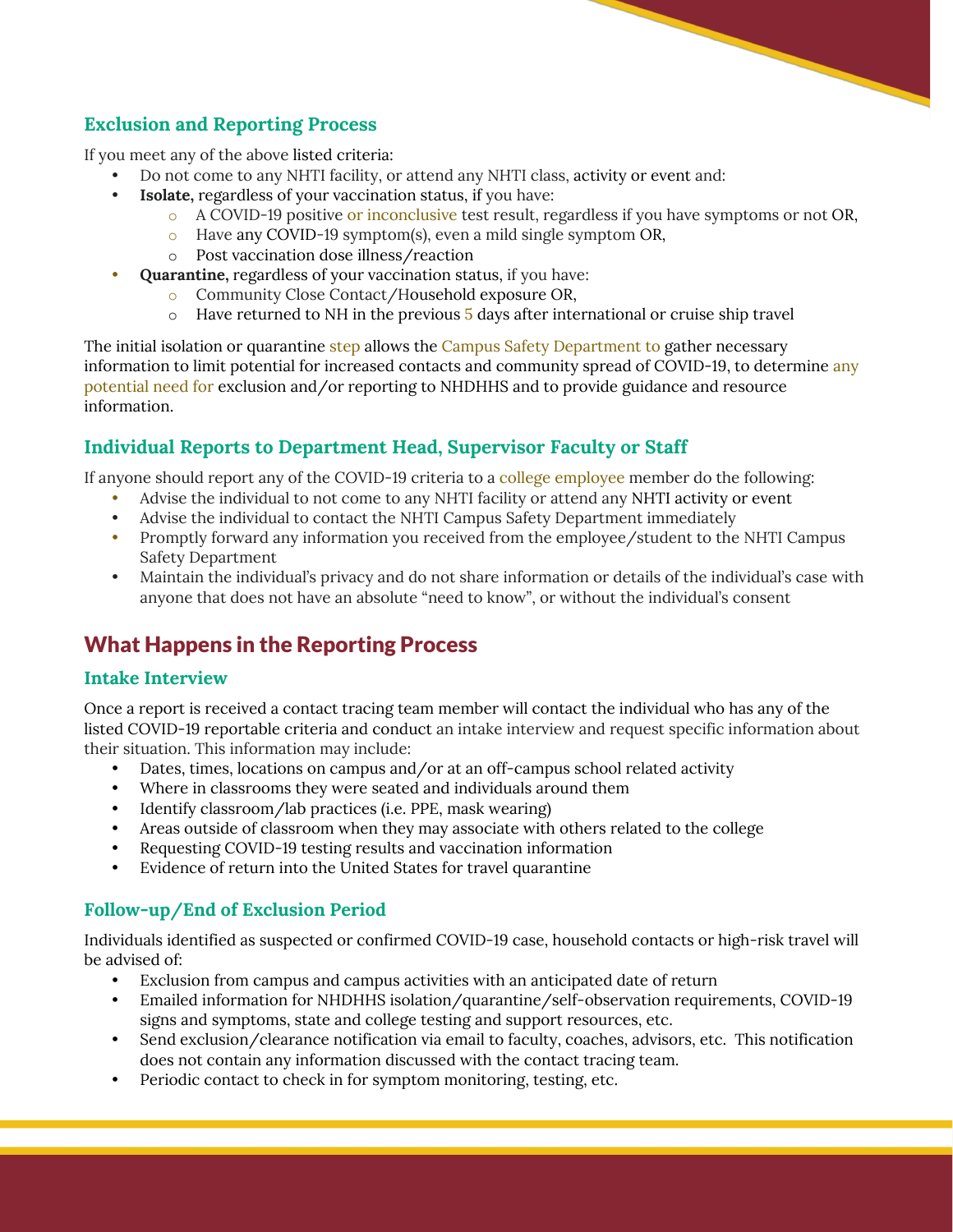### Exclusion and Reporting Process

If you meet any of the above listed criteria:

- Do not come to any NHTI facility, or attend any NHTI class, activity or event and:
- **Isolate,** regardless of your vaccination status, if you have:
  - A COVID-19 positive or inconclusive test result, regardless if you have symptoms or not OR,
  - Have any COVID-19 symptom(s), even a mild single symptom OR,
  - Post vaccination dose illness/reaction
- **Quarantine,** regardless of your vaccination status, if you have:
  - Community Close Contact/Household exposure OR,
  - Have returned to NH in the previous 5 days after international or cruise ship travel

The initial isolation or quarantine step allows the Campus Safety Department to gather necessary information to limit potential for increased contacts and community spread of COVID-19, to determine any potential need for exclusion and/or reporting to NHDHHS and to provide guidance and resource information.

### Individual Reports to Department Head, Supervisor Faculty or Staff

If anyone should report any of the COVID-19 criteria to a college employee member do the following:

- Advise the individual to not come to any NHTI facility or attend any NHTI activity or event
- Advise the individual to contact the NHTI Campus Safety Department immediately
- Promptly forward any information you received from the employee/student to the NHTI Campus Safety Department
- Maintain the individual's privacy and do not share information or details of the individual's case with anyone that does not have an absolute "need to know", or without the individual's consent

## What Happens in the Reporting Process

### Intake Interview

Once a report is received a contact tracing team member will contact the individual who has any of the listed COVID-19 reportable criteria and conduct an intake interview and request specific information about their situation. This information may include:

- Dates, times, locations on campus and/or at an off-campus school related activity
- Where in classrooms they were seated and individuals around them
- Identify classroom/lab practices (i.e. PPE, mask wearing)
- Areas outside of classroom when they may associate with others related to the college
- Requesting COVID-19 testing results and vaccination information
- Evidence of return into the United States for travel quarantine

### Follow-up/End of Exclusion Period

Individuals identified as suspected or confirmed COVID-19 case, household contacts or high-risk travel will be advised of:

- Exclusion from campus and campus activities with an anticipated date of return
- Emailed information for NHDHHS isolation/quarantine/self-observation requirements, COVID-19 signs and symptoms, state and college testing and support resources, etc.
- Send exclusion/clearance notification via email to faculty, coaches, advisors, etc. This notification does not contain any information discussed with the contact tracing team.
- Periodic contact to check in for symptom monitoring, testing, etc.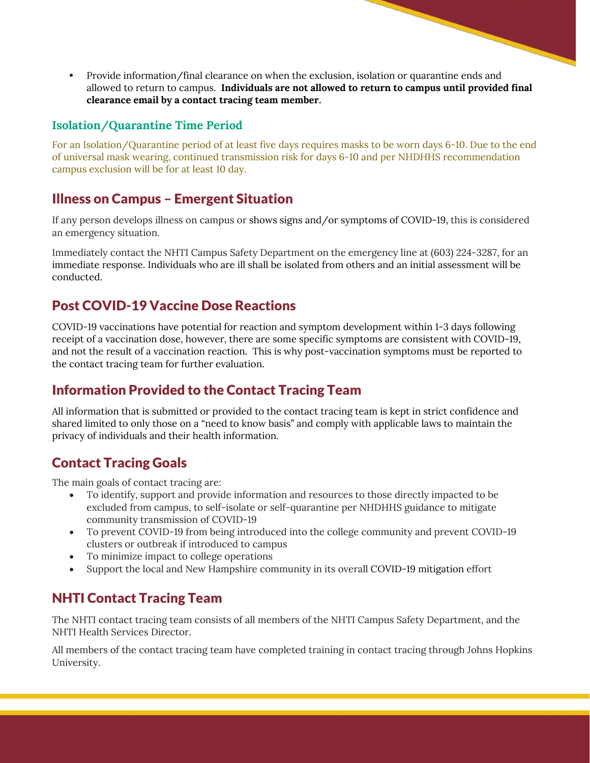- Provide information/final clearance on when the exclusion, isolation or quarantine ends and allowed to return to campus. **Individuals are not allowed to return to campus until provided final clearance email by a contact tracing team member.**

### Isolation/Quarantine Time Period

For an Isolation/Quarantine period of at least five days requires masks to be worn days 6-10. Due to the end of universal mask wearing, continued transmission risk for days 6-10 and per NHDHHS recommendation campus exclusion will be for at least 10 day.

## Illness on Campus – Emergent Situation

If any person develops illness on campus or shows signs and/or symptoms of COVID-19, this is considered an emergency situation.

Immediately contact the NHTI Campus Safety Department on the emergency line at (603) 224-3287, for an immediate response. Individuals who are ill shall be isolated from others and an initial assessment will be conducted.

## Post COVID-19 Vaccine Dose Reactions

COVID-19 vaccinations have potential for reaction and symptom development within 1-3 days following receipt of a vaccination dose, however, there are some specific symptoms are consistent with COVID-19, and not the result of a vaccination reaction. This is why post-vaccination symptoms must be reported to the contact tracing team for further evaluation.

## Information Provided to the Contact Tracing Team

All information that is submitted or provided to the contact tracing team is kept in strict confidence and shared limited to only those on a "need to know basis" and comply with applicable laws to maintain the privacy of individuals and their health information.

## Contact Tracing Goals

The main goals of contact tracing are:

- To identify, support and provide information and resources to those directly impacted to be excluded from campus, to self-isolate or self-quarantine per NHDHHS guidance to mitigate community transmission of COVID-19
- To prevent COVID-19 from being introduced into the college community and prevent COVID-19 clusters or outbreak if introduced to campus
- To minimize impact to college operations
- Support the local and New Hampshire community in its overall COVID-19 mitigation effort

## NHTI Contact Tracing Team

The NHTI contact tracing team consists of all members of the NHTI Campus Safety Department, and the NHTI Health Services Director.

All members of the contact tracing team have completed training in contact tracing through Johns Hopkins University.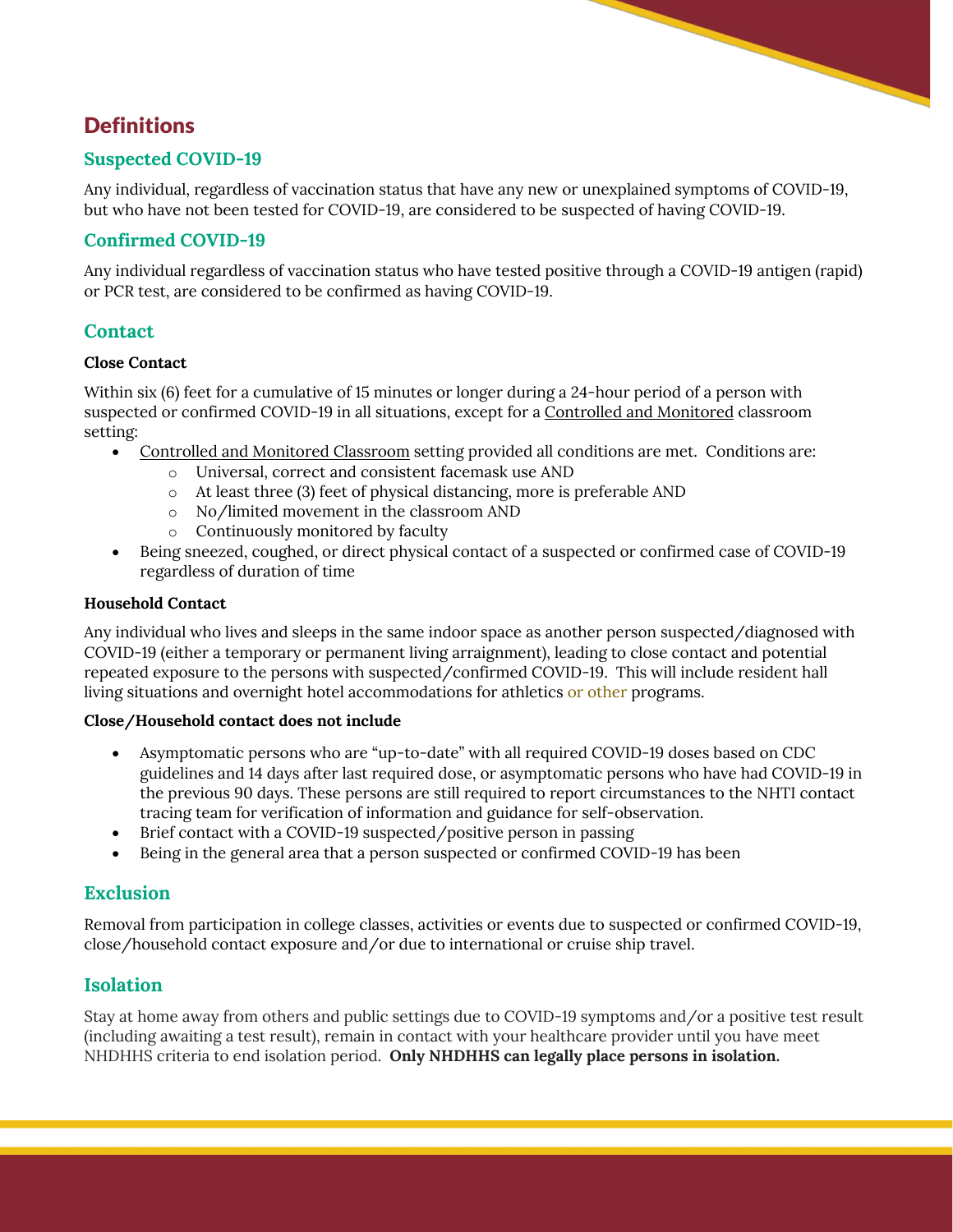# Definitions

## Suspected COVID-19

Any individual, regardless of vaccination status that have any new or unexplained symptoms of COVID-19, but who have not been tested for COVID-19, are considered to be suspected of having COVID-19.

## Confirmed COVID-19

Any individual regardless of vaccination status who have tested positive through a COVID-19 antigen (rapid) or PCR test, are considered to be confirmed as having COVID-19.

## Contact

**Close Contact**

Within six (6) feet for a cumulative of 15 minutes or longer during a 24-hour period of a person with suspected or confirmed COVID-19 in all situations, except for a Controlled and Monitored classroom setting:

- Controlled and Monitored Classroom setting provided all conditions are met. Conditions are:
  - Universal, correct and consistent facemask use AND
  - At least three (3) feet of physical distancing, more is preferable AND
  - No/limited movement in the classroom AND
  - Continuously monitored by faculty
- Being sneezed, coughed, or direct physical contact of a suspected or confirmed case of COVID-19 regardless of duration of time

**Household Contact**

Any individual who lives and sleeps in the same indoor space as another person suspected/diagnosed with COVID-19 (either a temporary or permanent living arraignment), leading to close contact and potential repeated exposure to the persons with suspected/confirmed COVID-19. This will include resident hall living situations and overnight hotel accommodations for athletics or other programs.

**Close/Household contact does not include**

- Asymptomatic persons who are "up-to-date" with all required COVID-19 doses based on CDC guidelines and 14 days after last required dose, or asymptomatic persons who have had COVID-19 in the previous 90 days. These persons are still required to report circumstances to the NHTI contact tracing team for verification of information and guidance for self-observation.
- Brief contact with a COVID-19 suspected/positive person in passing
- Being in the general area that a person suspected or confirmed COVID-19 has been

## Exclusion

Removal from participation in college classes, activities or events due to suspected or confirmed COVID-19, close/household contact exposure and/or due to international or cruise ship travel.

## Isolation

Stay at home away from others and public settings due to COVID-19 symptoms and/or a positive test result (including awaiting a test result), remain in contact with your healthcare provider until you have meet NHDHHS criteria to end isolation period. **Only NHDHHS can legally place persons in isolation.**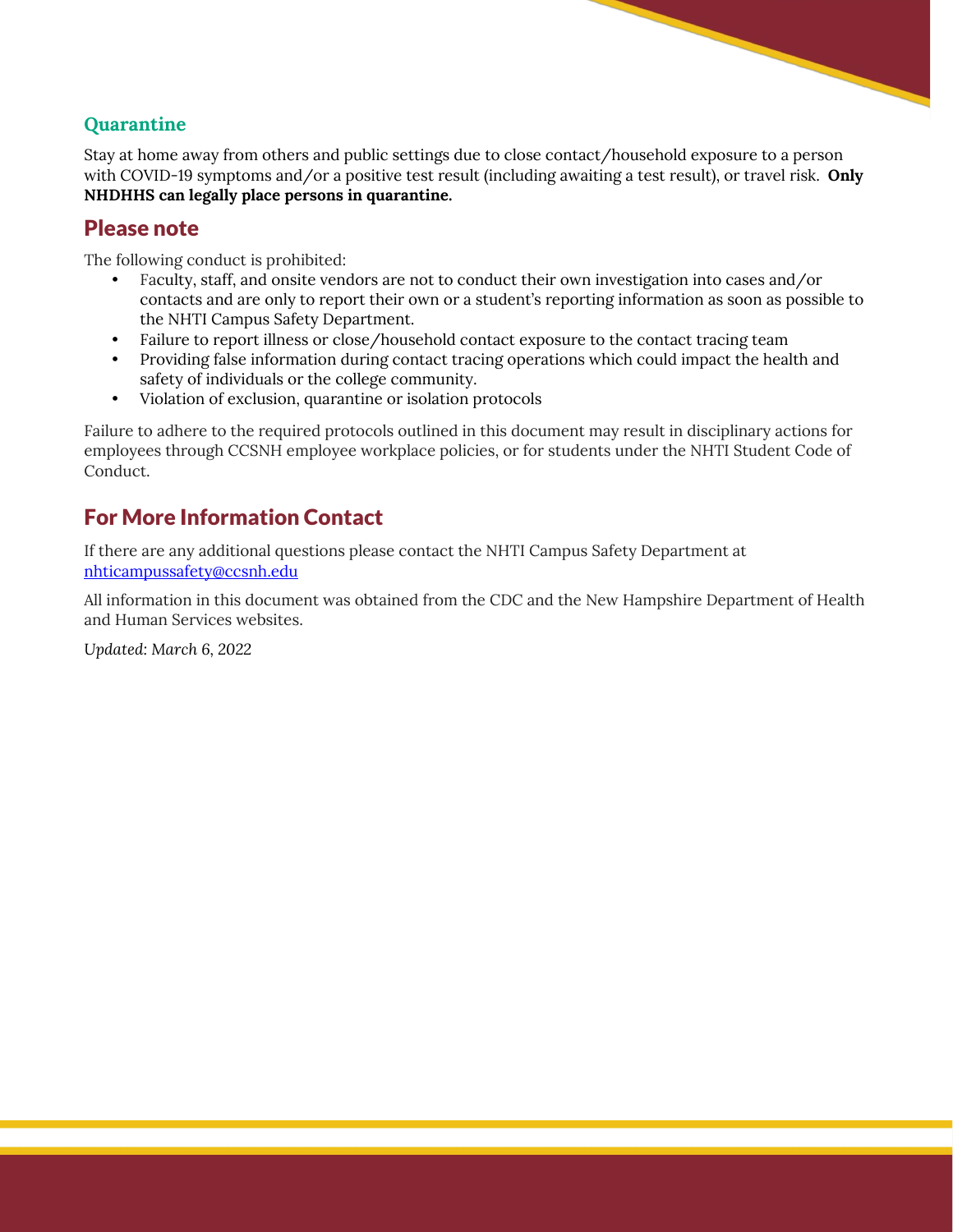### Quarantine

Stay at home away from others and public settings due to close contact/household exposure to a person with COVID-19 symptoms and/or a positive test result (including awaiting a test result), or travel risk. **Only NHDHHS can legally place persons in quarantine.**

## Please note

The following conduct is prohibited:

- Faculty, staff, and onsite vendors are not to conduct their own investigation into cases and/or contacts and are only to report their own or a student's reporting information as soon as possible to the NHTI Campus Safety Department.
- Failure to report illness or close/household contact exposure to the contact tracing team
- Providing false information during contact tracing operations which could impact the health and safety of individuals or the college community.
- Violation of exclusion, quarantine or isolation protocols

Failure to adhere to the required protocols outlined in this document may result in disciplinary actions for employees through CCSNH employee workplace policies, or for students under the NHTI Student Code of Conduct.

## For More Information Contact

If there are any additional questions please contact the NHTI Campus Safety Department at nhticampussafety@ccsnh.edu

All information in this document was obtained from the CDC and the New Hampshire Department of Health and Human Services websites.

*Updated: March 6, 2022*